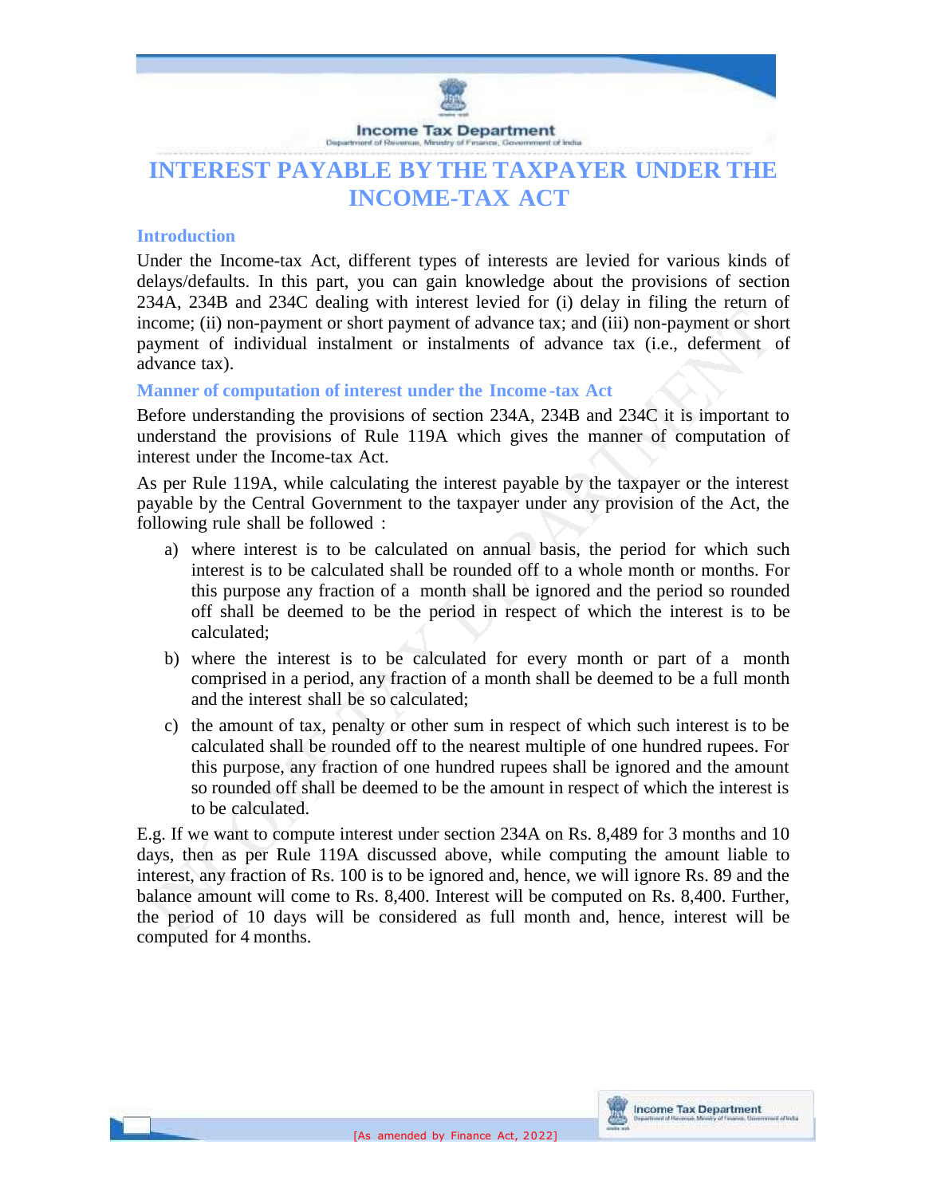# INTEREST PAYABLE BY THE TAXPAYER UNDER THE INCOME-TAX ACT

## Introduction

Under the Income-tax Act, different types of interests are levied for various kinds of delays/defaults. In this part, you can gain knowledge about the provisions of section 234A, 234B and 234C dealing with interest levied for (i) delay in filing the return of income; (ii) non-payment or short payment of advance tax; and (iii) non-payment or short payment of individual instalment or instalments of advance tax (i.e., deferment of advance tax).

## Manner of computation of interest under the Income-tax Act

Before understanding the provisions of section 234A, 234B and 234C it is important to understand the provisions of Rule 119A which gives the manner of computation of interest under the Income-tax Act.

As per Rule 119A, while calculating the interest payable by the taxpayer or the interest payable by the Central Government to the taxpayer under any provision of the Act, the following rule shall be followed :

a) where interest is to be calculated on annual basis, the period for which such interest is to be calculated shall be rounded off to a whole month or months. For this purpose any fraction of a month shall be ignored and the period so rounded off shall be deemed to be the period in respect of which the interest is to be calculated;

b) where the interest is to be calculated for every month or part of a month comprised in a period, any fraction of a month shall be deemed to be a full month and the interest shall be so calculated;

c) the amount of tax, penalty or other sum in respect of which such interest is to be calculated shall be rounded off to the nearest multiple of one hundred rupees. For this purpose, any fraction of one hundred rupees shall be ignored and the amount so rounded off shall be deemed to be the amount in respect of which the interest is to be calculated.

E.g. If we want to compute interest under section 234A on Rs. 8,489 for 3 months and 10 days, then as per Rule 119A discussed above, while computing the amount liable to interest, any fraction of Rs. 100 is to be ignored and, hence, we will ignore Rs. 89 and the balance amount will come to Rs. 8,400. Interest will be computed on Rs. 8,400. Further, the period of 10 days will be considered as full month and, hence, interest will be computed for 4 months.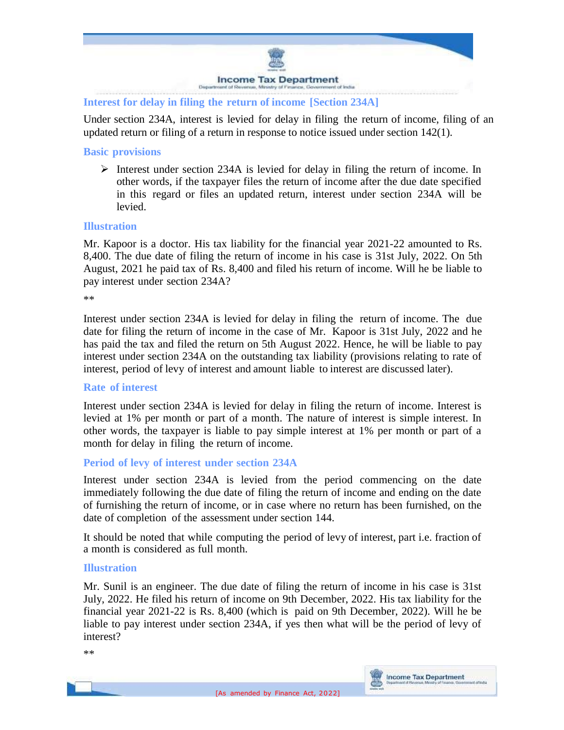## Interest for delay in filing the return of income [Section 234A]

Under section 234A, interest is levied for delay in filing the return of income, filing of an updated return or filing of a return in response to notice issued under section 142(1).

### Basic provisions

- Interest under section 234A is levied for delay in filing the return of income. In other words, if the taxpayer files the return of income after the due date specified in this regard or files an updated return, interest under section 234A will be levied.

### Illustration

Mr. Kapoor is a doctor. His tax liability for the financial year 2021-22 amounted to Rs. 8,400. The due date of filing the return of income in his case is 31st July, 2022. On 5th August, 2021 he paid tax of Rs. 8,400 and filed his return of income. Will he be liable to pay interest under section 234A?

**

Interest under section 234A is levied for delay in filing the return of income. The due date for filing the return of income in the case of Mr. Kapoor is 31st July, 2022 and he has paid the tax and filed the return on 5th August 2022. Hence, he will be liable to pay interest under section 234A on the outstanding tax liability (provisions relating to rate of interest, period of levy of interest and amount liable to interest are discussed later).

### Rate of interest

Interest under section 234A is levied for delay in filing the return of income. Interest is levied at 1% per month or part of a month. The nature of interest is simple interest. In other words, the taxpayer is liable to pay simple interest at 1% per month or part of a month for delay in filing the return of income.

### Period of levy of interest under section 234A

Interest under section 234A is levied from the period commencing on the date immediately following the due date of filing the return of income and ending on the date of furnishing the return of income, or in case where no return has been furnished, on the date of completion of the assessment under section 144.

It should be noted that while computing the period of levy of interest, part i.e. fraction of a month is considered as full month.

### Illustration

Mr. Sunil is an engineer. The due date of filing the return of income in his case is 31st July, 2022. He filed his return of income on 9th December, 2022. His tax liability for the financial year 2021-22 is Rs. 8,400 (which is paid on 9th December, 2022). Will he be liable to pay interest under section 234A, if yes then what will be the period of levy of interest?

**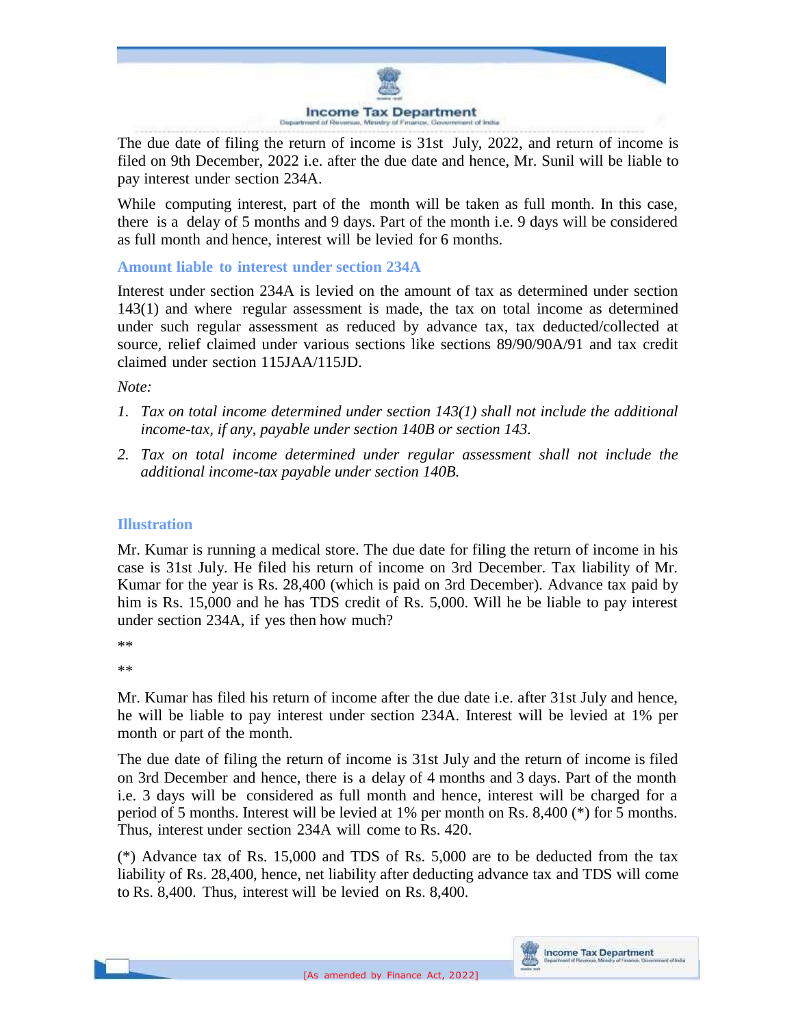The due date of filing the return of income is 31st July, 2022, and return of income is filed on 9th December, 2022 i.e. after the due date and hence, Mr. Sunil will be liable to pay interest under section 234A.

While computing interest, part of the month will be taken as full month. In this case, there is a delay of 5 months and 9 days. Part of the month i.e. 9 days will be considered as full month and hence, interest will be levied for 6 months.

### Amount liable to interest under section 234A

Interest under section 234A is levied on the amount of tax as determined under section 143(1) and where regular assessment is made, the tax on total income as determined under such regular assessment as reduced by advance tax, tax deducted/collected at source, relief claimed under various sections like sections 89/90/90A/91 and tax credit claimed under section 115JAA/115JD.

*Note:*

1. *Tax on total income determined under section 143(1) shall not include the additional income-tax, if any, payable under section 140B or section 143.*
2. *Tax on total income determined under regular assessment shall not include the additional income-tax payable under section 140B.*

### Illustration

Mr. Kumar is running a medical store. The due date for filing the return of income in his case is 31st July. He filed his return of income on 3rd December. Tax liability of Mr. Kumar for the year is Rs. 28,400 (which is paid on 3rd December). Advance tax paid by him is Rs. 15,000 and he has TDS credit of Rs. 5,000. Will he be liable to pay interest under section 234A, if yes then how much?

**

**

Mr. Kumar has filed his return of income after the due date i.e. after 31st July and hence, he will be liable to pay interest under section 234A. Interest will be levied at 1% per month or part of the month.

The due date of filing the return of income is 31st July and the return of income is filed on 3rd December and hence, there is a delay of 4 months and 3 days. Part of the month i.e. 3 days will be considered as full month and hence, interest will be charged for a period of 5 months. Interest will be levied at 1% per month on Rs. 8,400 (*) for 5 months. Thus, interest under section 234A will come to Rs. 420.

(*) Advance tax of Rs. 15,000 and TDS of Rs. 5,000 are to be deducted from the tax liability of Rs. 28,400, hence, net liability after deducting advance tax and TDS will come to Rs. 8,400. Thus, interest will be levied on Rs. 8,400.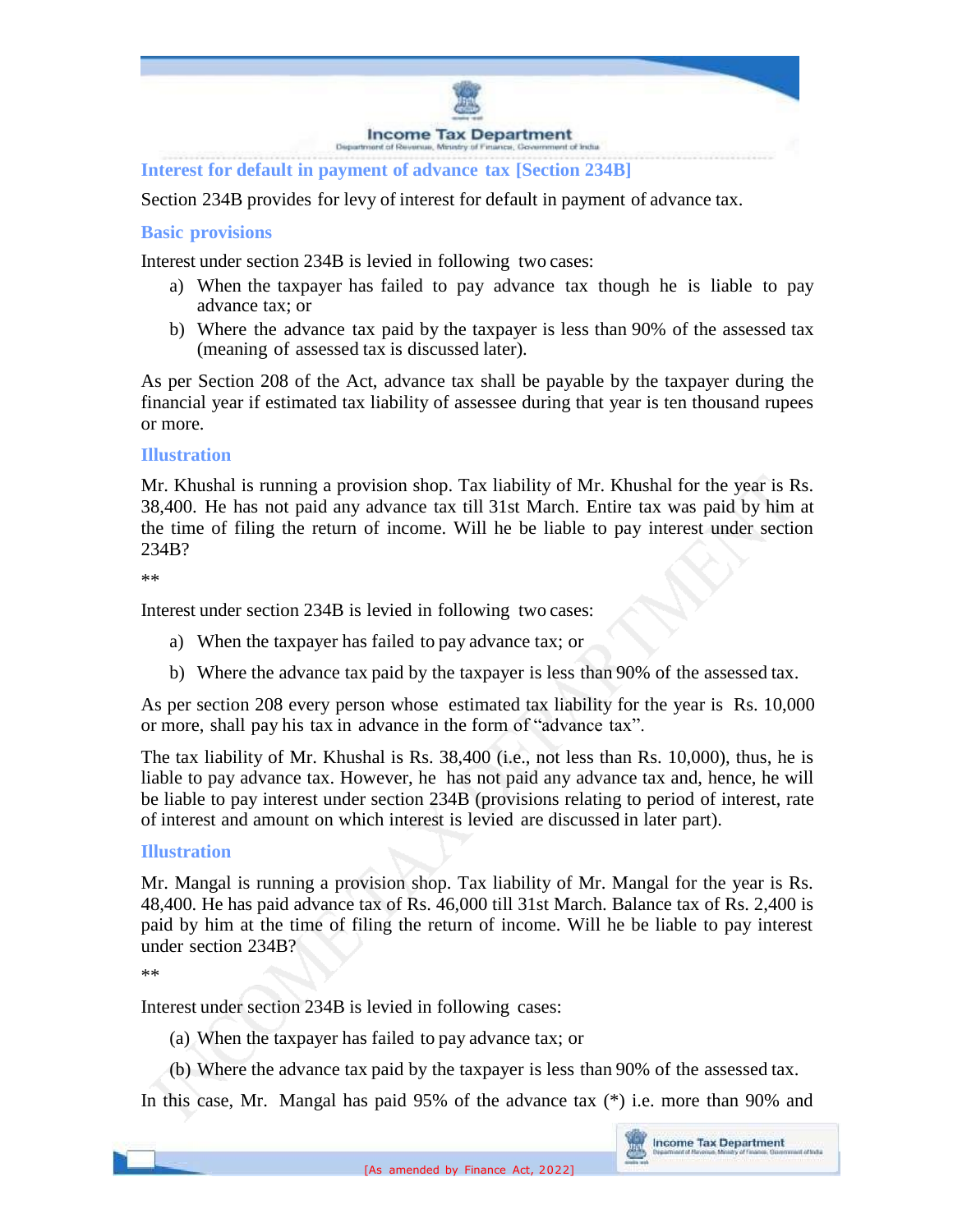## Interest for default in payment of advance tax [Section 234B]

Section 234B provides for levy of interest for default in payment of advance tax.

### Basic provisions

Interest under section 234B is levied in following two cases:

a) When the taxpayer has failed to pay advance tax though he is liable to pay advance tax; or
b) Where the advance tax paid by the taxpayer is less than 90% of the assessed tax (meaning of assessed tax is discussed later).

As per Section 208 of the Act, advance tax shall be payable by the taxpayer during the financial year if estimated tax liability of assessee during that year is ten thousand rupees or more.

### Illustration

Mr. Khushal is running a provision shop. Tax liability of Mr. Khushal for the year is Rs. 38,400. He has not paid any advance tax till 31st March. Entire tax was paid by him at the time of filing the return of income. Will he be liable to pay interest under section 234B?

**

Interest under section 234B is levied in following two cases:

a) When the taxpayer has failed to pay advance tax; or
b) Where the advance tax paid by the taxpayer is less than 90% of the assessed tax.

As per section 208 every person whose estimated tax liability for the year is Rs. 10,000 or more, shall pay his tax in advance in the form of "advance tax".

The tax liability of Mr. Khushal is Rs. 38,400 (i.e., not less than Rs. 10,000), thus, he is liable to pay advance tax. However, he has not paid any advance tax and, hence, he will be liable to pay interest under section 234B (provisions relating to period of interest, rate of interest and amount on which interest is levied are discussed in later part).

### Illustration

Mr. Mangal is running a provision shop. Tax liability of Mr. Mangal for the year is Rs. 48,400. He has paid advance tax of Rs. 46,000 till 31st March. Balance tax of Rs. 2,400 is paid by him at the time of filing the return of income. Will he be liable to pay interest under section 234B?

**

Interest under section 234B is levied in following cases:

(a) When the taxpayer has failed to pay advance tax; or
(b) Where the advance tax paid by the taxpayer is less than 90% of the assessed tax.

In this case, Mr. Mangal has paid 95% of the advance tax (*) i.e. more than 90% and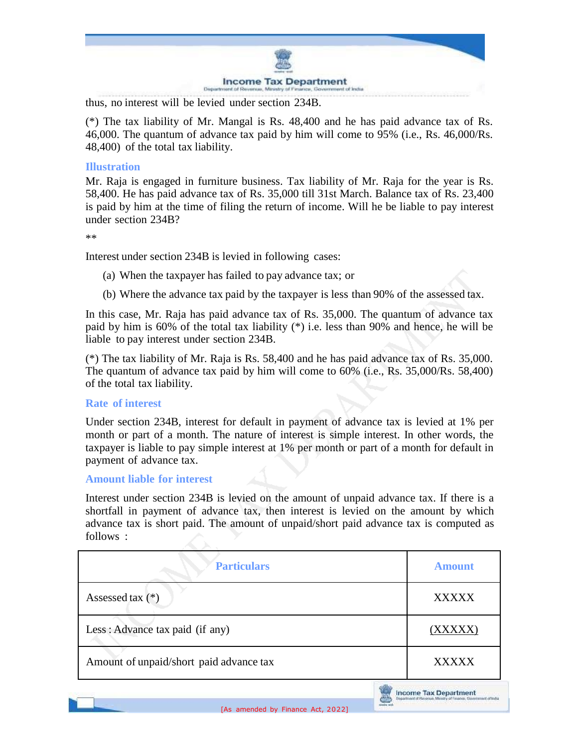thus, no interest will be levied under section 234B.

(*) The tax liability of Mr. Mangal is Rs. 48,400 and he has paid advance tax of Rs. 46,000. The quantum of advance tax paid by him will come to 95% (i.e., Rs. 46,000/Rs. 48,400) of the total tax liability.

### Illustration

Mr. Raja is engaged in furniture business. Tax liability of Mr. Raja for the year is Rs. 58,400. He has paid advance tax of Rs. 35,000 till 31st March. Balance tax of Rs. 23,400 is paid by him at the time of filing the return of income. Will he be liable to pay interest under section 234B?

**

Interest under section 234B is levied in following cases:

(a) When the taxpayer has failed to pay advance tax; or

(b) Where the advance tax paid by the taxpayer is less than 90% of the assessed tax.

In this case, Mr. Raja has paid advance tax of Rs. 35,000. The quantum of advance tax paid by him is 60% of the total tax liability (*) i.e. less than 90% and hence, he will be liable to pay interest under section 234B.

(*) The tax liability of Mr. Raja is Rs. 58,400 and he has paid advance tax of Rs. 35,000. The quantum of advance tax paid by him will come to 60% (i.e., Rs. 35,000/Rs. 58,400) of the total tax liability.

### Rate of interest

Under section 234B, interest for default in payment of advance tax is levied at 1% per month or part of a month. The nature of interest is simple interest. In other words, the taxpayer is liable to pay simple interest at 1% per month or part of a month for default in payment of advance tax.

### Amount liable for interest

Interest under section 234B is levied on the amount of unpaid advance tax. If there is a shortfall in payment of advance tax, then interest is levied on the amount by which advance tax is short paid. The amount of unpaid/short paid advance tax is computed as follows :

| Particulars | Amount |
|---|---|
| Assessed tax (*) | XXXXX |
| Less : Advance tax paid (if any) | (XXXXX) |
| Amount of unpaid/short paid advance tax | XXXXX |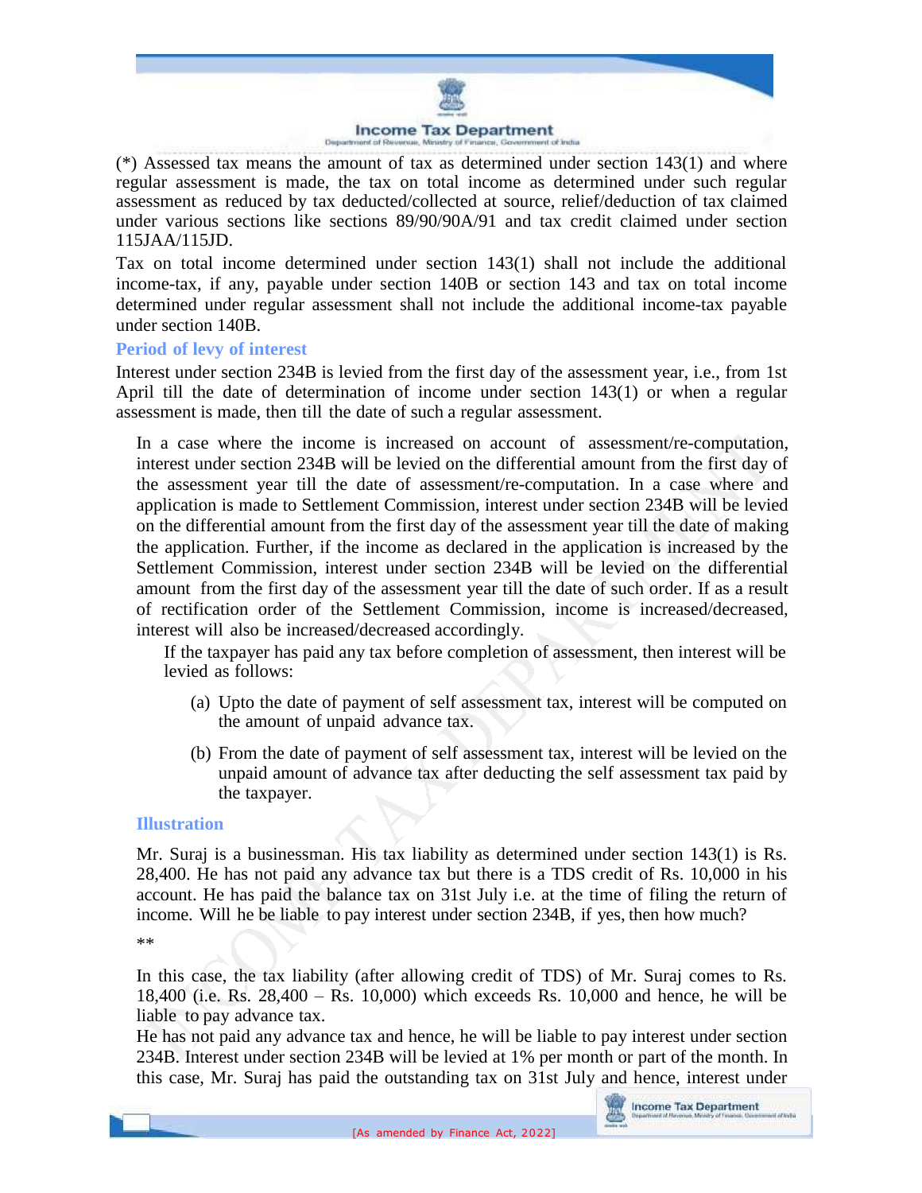(*) Assessed tax means the amount of tax as determined under section 143(1) and where regular assessment is made, the tax on total income as determined under such regular assessment as reduced by tax deducted/collected at source, relief/deduction of tax claimed under various sections like sections 89/90/90A/91 and tax credit claimed under section 115JAA/115JD.

Tax on total income determined under section 143(1) shall not include the additional income-tax, if any, payable under section 140B or section 143 and tax on total income determined under regular assessment shall not include the additional income-tax payable under section 140B.

### Period of levy of interest

Interest under section 234B is levied from the first day of the assessment year, i.e., from 1st April till the date of determination of income under section 143(1) or when a regular assessment is made, then till the date of such a regular assessment.

In a case where the income is increased on account of assessment/re-computation, interest under section 234B will be levied on the differential amount from the first day of the assessment year till the date of assessment/re-computation. In a case where and application is made to Settlement Commission, interest under section 234B will be levied on the differential amount from the first day of the assessment year till the date of making the application. Further, if the income as declared in the application is increased by the Settlement Commission, interest under section 234B will be levied on the differential amount from the first day of the assessment year till the date of such order. If as a result of rectification order of the Settlement Commission, income is increased/decreased, interest will also be increased/decreased accordingly.

If the taxpayer has paid any tax before completion of assessment, then interest will be levied as follows:

(a) Upto the date of payment of self assessment tax, interest will be computed on the amount of unpaid advance tax.

(b) From the date of payment of self assessment tax, interest will be levied on the unpaid amount of advance tax after deducting the self assessment tax paid by the taxpayer.

### Illustration

Mr. Suraj is a businessman. His tax liability as determined under section 143(1) is Rs. 28,400. He has not paid any advance tax but there is a TDS credit of Rs. 10,000 in his account. He has paid the balance tax on 31st July i.e. at the time of filing the return of income. Will he be liable to pay interest under section 234B, if yes, then how much?

**

In this case, the tax liability (after allowing credit of TDS) of Mr. Suraj comes to Rs. 18,400 (i.e. Rs. 28,400 – Rs. 10,000) which exceeds Rs. 10,000 and hence, he will be liable to pay advance tax.

He has not paid any advance tax and hence, he will be liable to pay interest under section 234B. Interest under section 234B will be levied at 1% per month or part of the month. In this case, Mr. Suraj has paid the outstanding tax on 31st July and hence, interest under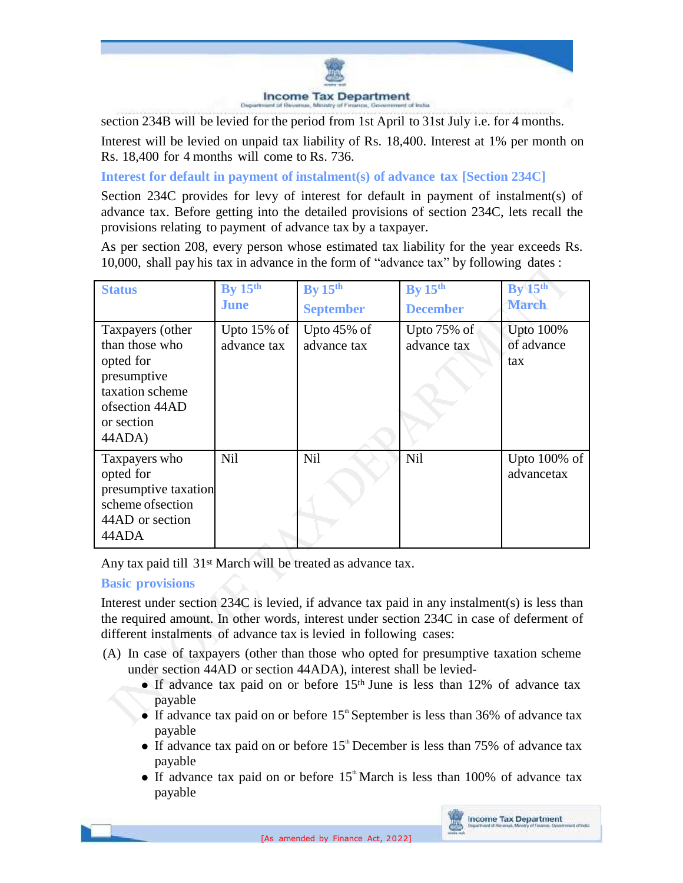section 234B will be levied for the period from 1st April to 31st July i.e. for 4 months.

Interest will be levied on unpaid tax liability of Rs. 18,400. Interest at 1% per month on Rs. 18,400 for 4 months will come to Rs. 736.

### Interest for default in payment of instalment(s) of advance tax [Section 234C]

Section 234C provides for levy of interest for default in payment of instalment(s) of advance tax. Before getting into the detailed provisions of section 234C, lets recall the provisions relating to payment of advance tax by a taxpayer.

As per section 208, every person whose estimated tax liability for the year exceeds Rs. 10,000, shall pay his tax in advance in the form of "advance tax" by following dates :

| Status | By 15th June | By 15th September | By 15th December | By 15th March |
|---|---|---|---|---|
| Taxpayers (other than those who opted for presumptive taxation scheme ofsection 44AD or section 44ADA) | Upto 15% of advance tax | Upto 45% of advance tax | Upto 75% of advance tax | Upto 100% of advance tax |
| Taxpayers who opted for presumptive taxation scheme ofsection 44AD or section 44ADA | Nil | Nil | Nil | Upto 100% of advancetax |

Any tax paid till 31st March will be treated as advance tax.

### Basic provisions

Interest under section 234C is levied, if advance tax paid in any instalment(s) is less than the required amount. In other words, interest under section 234C in case of deferment of different instalments of advance tax is levied in following cases:

(A) In case of taxpayers (other than those who opted for presumptive taxation scheme under section 44AD or section 44ADA), interest shall be levied-

- If advance tax paid on or before 15th June is less than 12% of advance tax payable
- If advance tax paid on or before 15th September is less than 36% of advance tax payable
- If advance tax paid on or before 15th December is less than 75% of advance tax payable
- If advance tax paid on or before 15th March is less than 100% of advance tax payable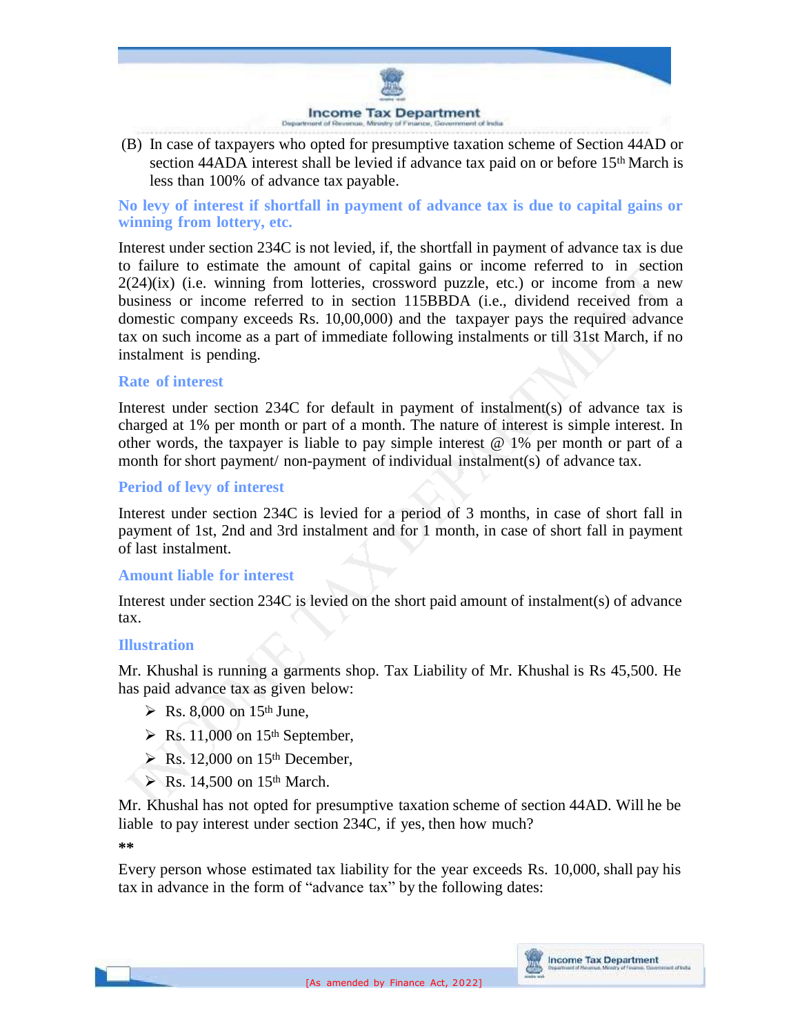(B) In case of taxpayers who opted for presumptive taxation scheme of Section 44AD or section 44ADA interest shall be levied if advance tax paid on or before 15th March is less than 100% of advance tax payable.

### No levy of interest if shortfall in payment of advance tax is due to capital gains or winning from lottery, etc.

Interest under section 234C is not levied, if, the shortfall in payment of advance tax is due to failure to estimate the amount of capital gains or income referred to in section 2(24)(ix) (i.e. winning from lotteries, crossword puzzle, etc.) or income from a new business or income referred to in section 115BBDA (i.e., dividend received from a domestic company exceeds Rs. 10,00,000) and the taxpayer pays the required advance tax on such income as a part of immediate following instalments or till 31st March, if no instalment is pending.

### Rate of interest

Interest under section 234C for default in payment of instalment(s) of advance tax is charged at 1% per month or part of a month. The nature of interest is simple interest. In other words, the taxpayer is liable to pay simple interest @ 1% per month or part of a month for short payment/ non-payment of individual instalment(s) of advance tax.

### Period of levy of interest

Interest under section 234C is levied for a period of 3 months, in case of short fall in payment of 1st, 2nd and 3rd instalment and for 1 month, in case of short fall in payment of last instalment.

### Amount liable for interest

Interest under section 234C is levied on the short paid amount of instalment(s) of advance tax.

### Illustration

Mr. Khushal is running a garments shop. Tax Liability of Mr. Khushal is Rs 45,500. He has paid advance tax as given below:

- Rs. 8,000 on 15th June,
- Rs. 11,000 on 15th September,
- Rs. 12,000 on 15th December,
- Rs. 14,500 on 15th March.

Mr. Khushal has not opted for presumptive taxation scheme of section 44AD. Will he be liable to pay interest under section 234C, if yes, then how much?

**

Every person whose estimated tax liability for the year exceeds Rs. 10,000, shall pay his tax in advance in the form of "advance tax" by the following dates: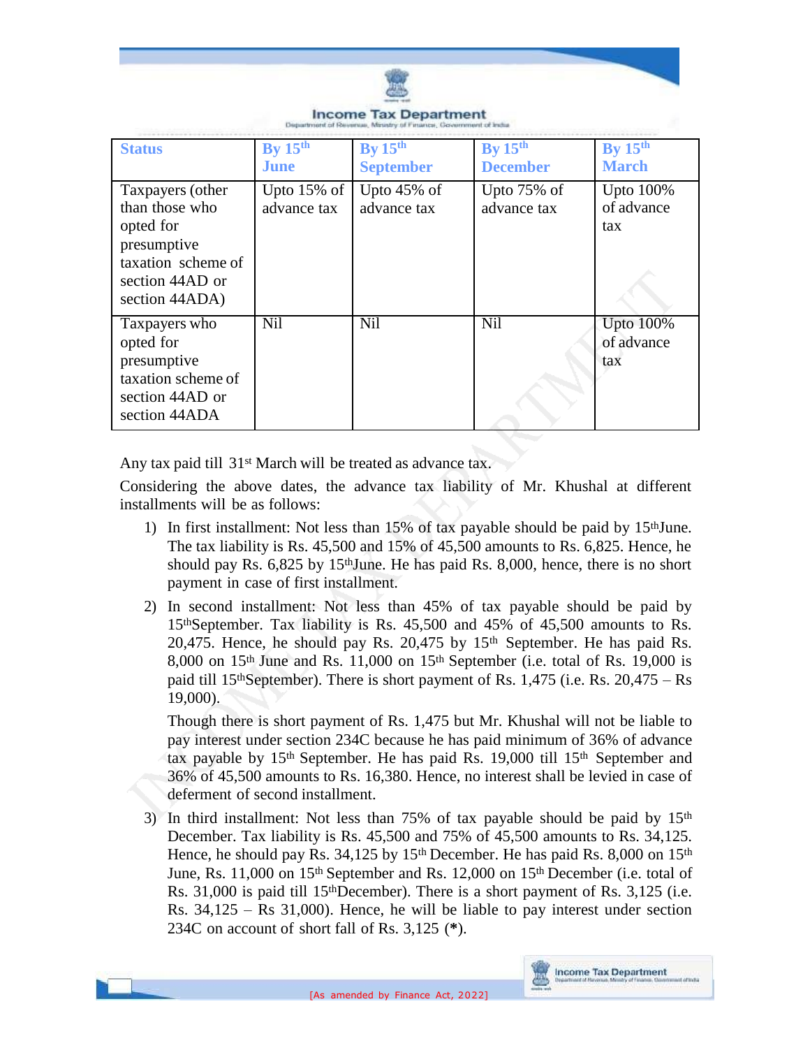| Status | By 15th June | By 15th September | By 15th December | By 15th March |
|---|---|---|---|---|
| Taxpayers (other than those who opted for presumptive taxation scheme of section 44AD or section 44ADA) | Upto 15% of advance tax | Upto 45% of advance tax | Upto 75% of advance tax | Upto 100% of advance tax |
| Taxpayers who opted for presumptive taxation scheme of section 44AD or section 44ADA | Nil | Nil | Nil | Upto 100% of advance tax |

Any tax paid till 31st March will be treated as advance tax.

Considering the above dates, the advance tax liability of Mr. Khushal at different installments will be as follows:

1) In first installment: Not less than 15% of tax payable should be paid by 15th June. The tax liability is Rs. 45,500 and 15% of 45,500 amounts to Rs. 6,825. Hence, he should pay Rs. 6,825 by 15th June. He has paid Rs. 8,000, hence, there is no short payment in case of first installment.

2) In second installment: Not less than 45% of tax payable should be paid by 15th September. Tax liability is Rs. 45,500 and 45% of 45,500 amounts to Rs. 20,475. Hence, he should pay Rs. 20,475 by 15th September. He has paid Rs. 8,000 on 15th June and Rs. 11,000 on 15th September (i.e. total of Rs. 19,000 is paid till 15th September). There is short payment of Rs. 1,475 (i.e. Rs. 20,475 – Rs 19,000).

   Though there is short payment of Rs. 1,475 but Mr. Khushal will not be liable to pay interest under section 234C because he has paid minimum of 36% of advance tax payable by 15th September. He has paid Rs. 19,000 till 15th September and 36% of 45,500 amounts to Rs. 16,380. Hence, no interest shall be levied in case of deferment of second installment.

3) In third installment: Not less than 75% of tax payable should be paid by 15th December. Tax liability is Rs. 45,500 and 75% of 45,500 amounts to Rs. 34,125. Hence, he should pay Rs. 34,125 by 15th December. He has paid Rs. 8,000 on 15th June, Rs. 11,000 on 15th September and Rs. 12,000 on 15th December (i.e. total of Rs. 31,000 is paid till 15th December). There is a short payment of Rs. 3,125 (i.e. Rs. 34,125 – Rs 31,000). Hence, he will be liable to pay interest under section 234C on account of short fall of Rs. 3,125 (**\***).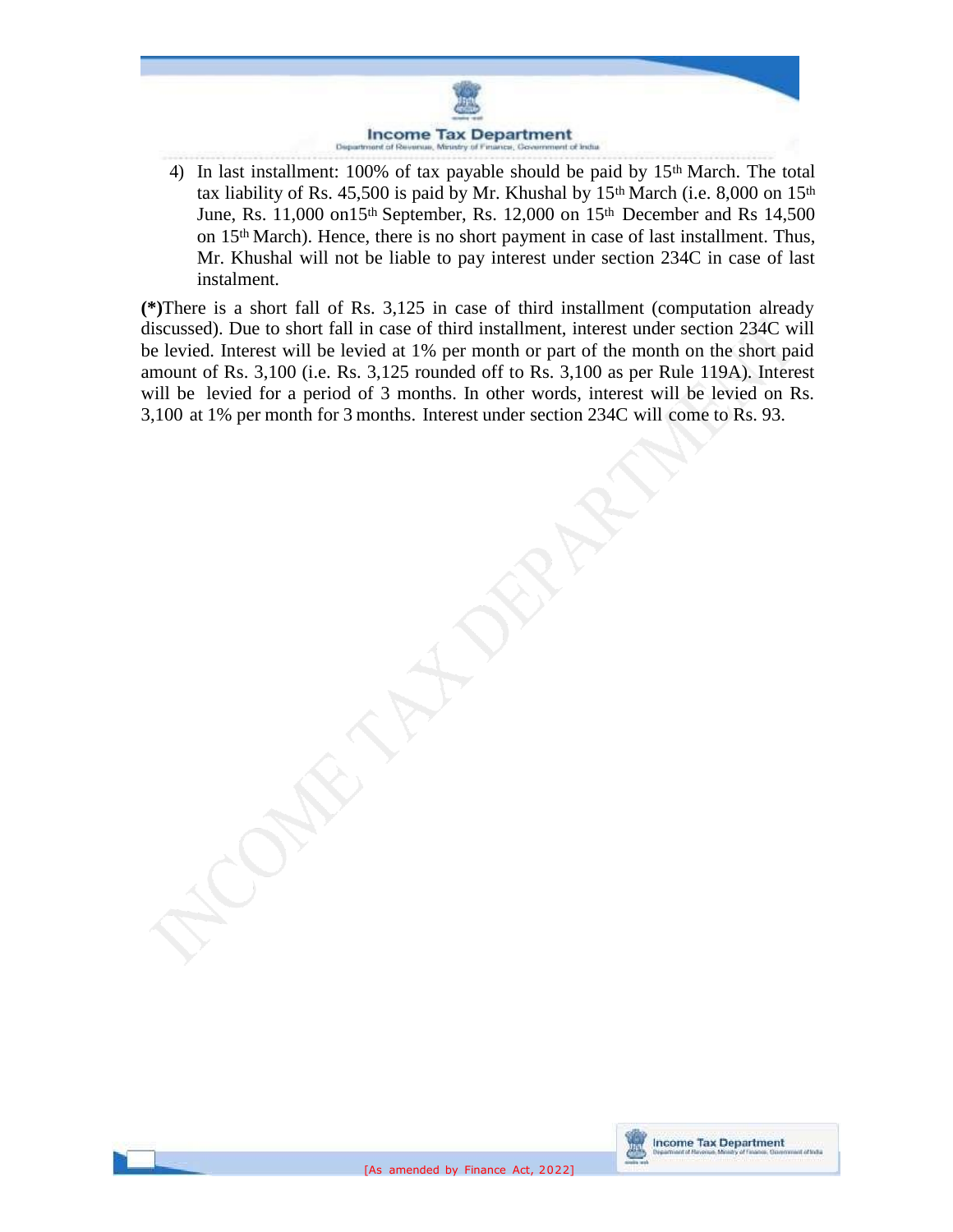4) In last installment: 100% of tax payable should be paid by 15th March. The total tax liability of Rs. 45,500 is paid by Mr. Khushal by 15th March (i.e. 8,000 on 15th June, Rs. 11,000 on15th September, Rs. 12,000 on 15th December and Rs 14,500 on 15th March). Hence, there is no short payment in case of last installment. Thus, Mr. Khushal will not be liable to pay interest under section 234C in case of last instalment.

**(*)**There is a short fall of Rs. 3,125 in case of third installment (computation already discussed). Due to short fall in case of third installment, interest under section 234C will be levied. Interest will be levied at 1% per month or part of the month on the short paid amount of Rs. 3,100 (i.e. Rs. 3,125 rounded off to Rs. 3,100 as per Rule 119A). Interest will be levied for a period of 3 months. In other words, interest will be levied on Rs. 3,100 at 1% per month for 3 months. Interest under section 234C will come to Rs. 93.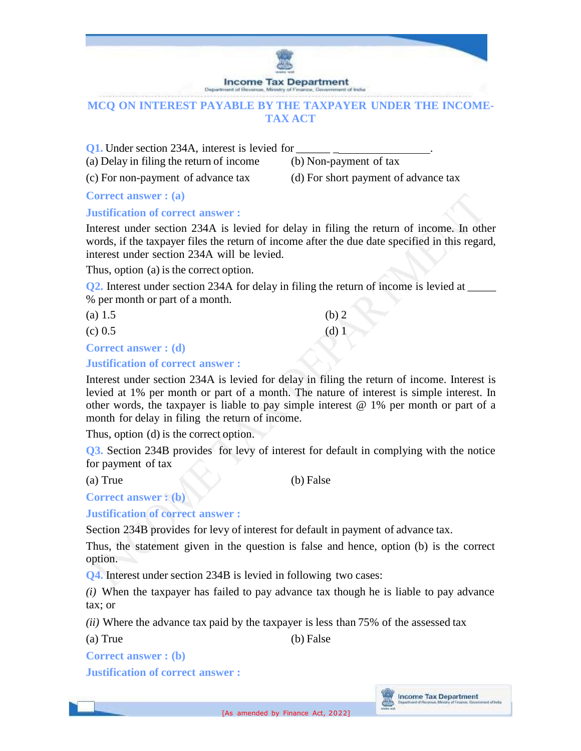## MCQ ON INTEREST PAYABLE BY THE TAXPAYER UNDER THE INCOME-TAX ACT

**Q1.** Under section 234A, interest is levied for ______ _________________.

(a) Delay in filing the return of income
(b) Non-payment of tax
(c) For non-payment of advance tax
(d) For short payment of advance tax

**Correct answer : (a)**

**Justification of correct answer :**

Interest under section 234A is levied for delay in filing the return of income. In other words, if the taxpayer files the return of income after the due date specified in this regard, interest under section 234A will be levied.

Thus, option (a) is the correct option.

**Q2.** Interest under section 234A for delay in filing the return of income is levied at _____ % per month or part of a month.

(a) 1.5
(b) 2
(c) 0.5
(d) 1

**Correct answer : (d)**

**Justification of correct answer :**

Interest under section 234A is levied for delay in filing the return of income. Interest is levied at 1% per month or part of a month. The nature of interest is simple interest. In other words, the taxpayer is liable to pay simple interest @ 1% per month or part of a month for delay in filing the return of income.

Thus, option (d) is the correct option.

**Q3.** Section 234B provides for levy of interest for default in complying with the notice for payment of tax

(a) True
(b) False

**Correct answer : (b)**

**Justification of correct answer :**

Section 234B provides for levy of interest for default in payment of advance tax.

Thus, the statement given in the question is false and hence, option (b) is the correct option.

**Q4.** Interest under section 234B is levied in following two cases:

*(i)* When the taxpayer has failed to pay advance tax though he is liable to pay advance tax; or

*(ii)* Where the advance tax paid by the taxpayer is less than 75% of the assessed tax

(a) True
(b) False

**Correct answer : (b)**

**Justification of correct answer :**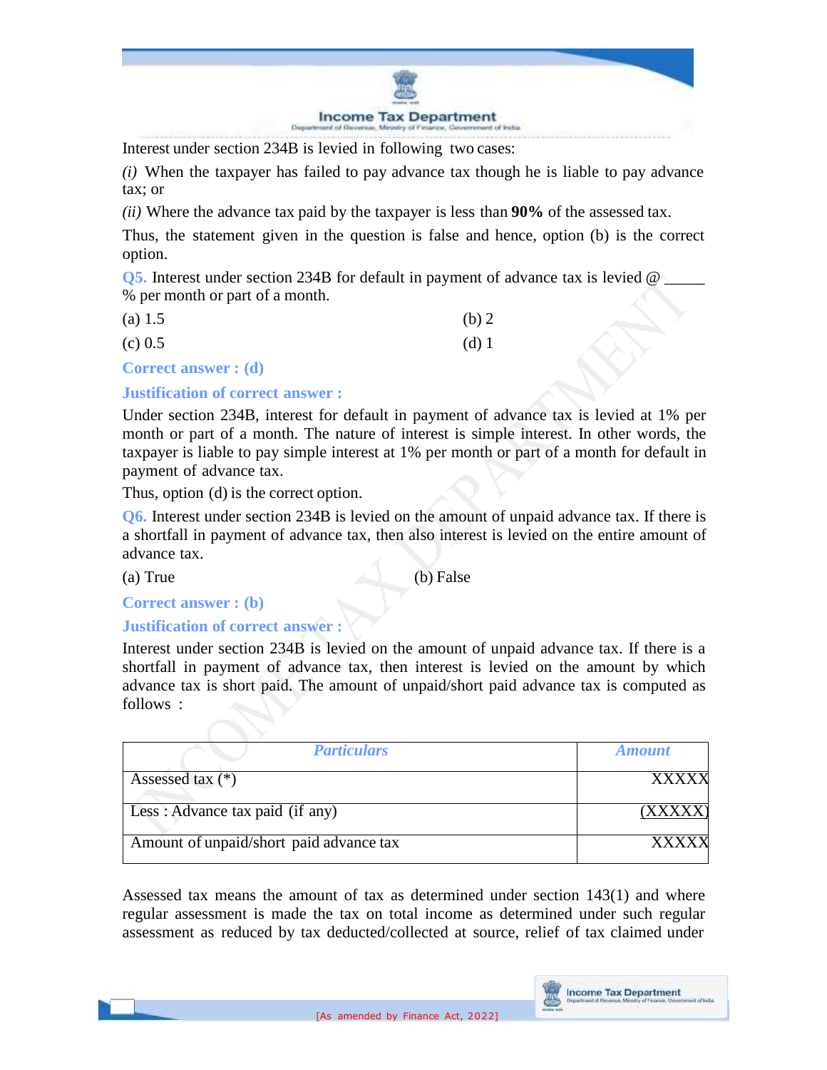Interest under section 234B is levied in following two cases:

*(i)* When the taxpayer has failed to pay advance tax though he is liable to pay advance tax; or

*(ii)* Where the advance tax paid by the taxpayer is less than **90%** of the assessed tax.

Thus, the statement given in the question is false and hence, option (b) is the correct option.

**Q5.** Interest under section 234B for default in payment of advance tax is levied @ _____ % per month or part of a month.

(a) 1.5 (b) 2

(c) 0.5 (d) 1

**Correct answer : (d)**

**Justification of correct answer :**

Under section 234B, interest for default in payment of advance tax is levied at 1% per month or part of a month. The nature of interest is simple interest. In other words, the taxpayer is liable to pay simple interest at 1% per month or part of a month for default in payment of advance tax.

Thus, option (d) is the correct option.

**Q6.** Interest under section 234B is levied on the amount of unpaid advance tax. If there is a shortfall in payment of advance tax, then also interest is levied on the entire amount of advance tax.

(a) True (b) False

**Correct answer : (b)**

**Justification of correct answer :**

Interest under section 234B is levied on the amount of unpaid advance tax. If there is a shortfall in payment of advance tax, then interest is levied on the amount by which advance tax is short paid. The amount of unpaid/short paid advance tax is computed as follows :

| *Particulars* | *Amount* |
|---|---|
| Assessed tax (*) | XXXXX |
| Less : Advance tax paid (if any) | (XXXXX) |
| Amount of unpaid/short paid advance tax | XXXXX |

Assessed tax means the amount of tax as determined under section 143(1) and where regular assessment is made the tax on total income as determined under such regular assessment as reduced by tax deducted/collected at source, relief of tax claimed under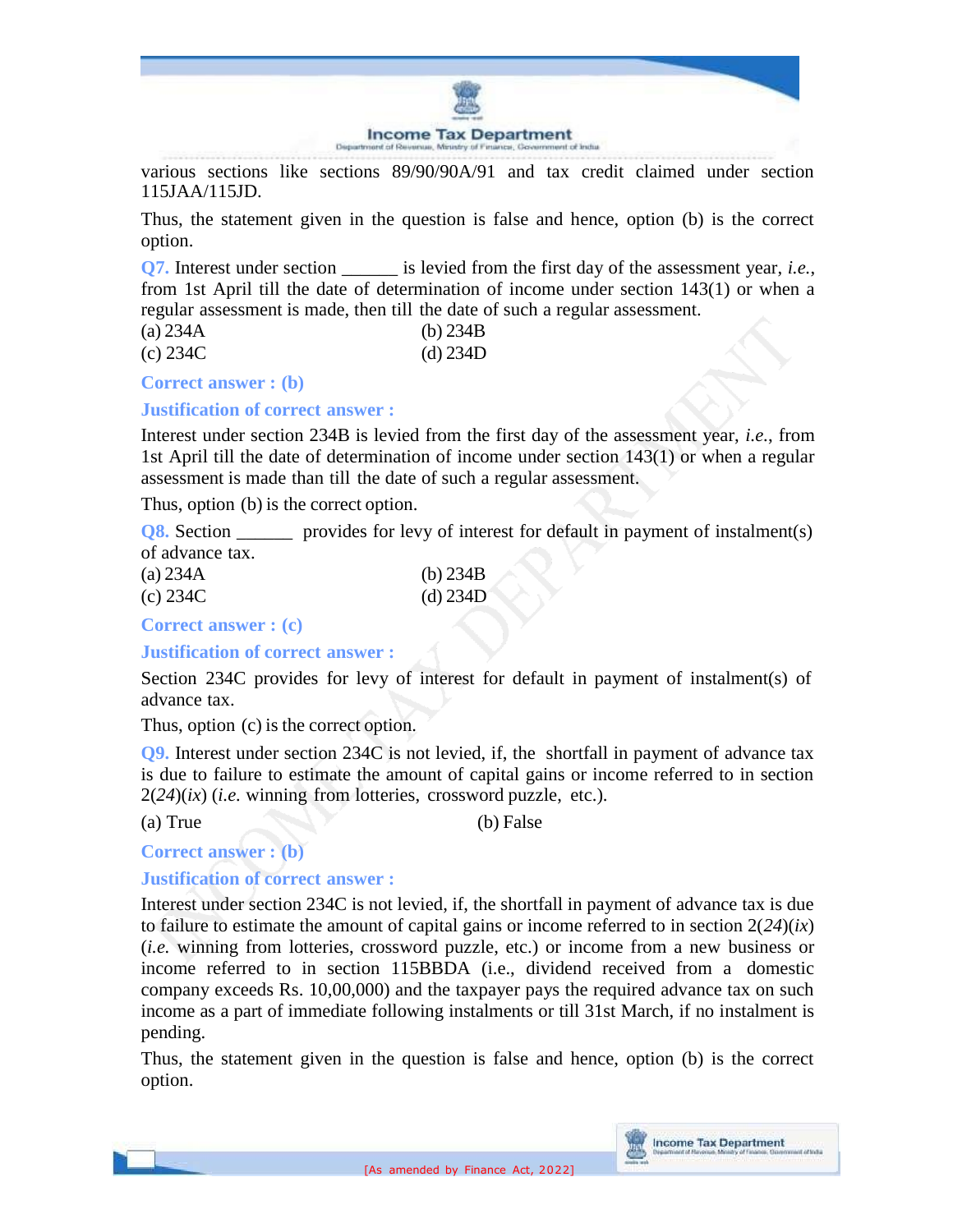various sections like sections 89/90/90A/91 and tax credit claimed under section 115JAA/115JD.

Thus, the statement given in the question is false and hence, option (b) is the correct option.

**Q7.** Interest under section ______ is levied from the first day of the assessment year, *i.e.*, from 1st April till the date of determination of income under section 143(1) or when a regular assessment is made, then till the date of such a regular assessment.

(a) 234A (b) 234B
(c) 234C (d) 234D

**Correct answer : (b)**

**Justification of correct answer :**

Interest under section 234B is levied from the first day of the assessment year, *i.e.*, from 1st April till the date of determination of income under section 143(1) or when a regular assessment is made than till the date of such a regular assessment.

Thus, option (b) is the correct option.

**Q8.** Section ______ provides for levy of interest for default in payment of instalment(s) of advance tax.

(a) 234A (b) 234B
(c) 234C (d) 234D

**Correct answer : (c)**

**Justification of correct answer :**

Section 234C provides for levy of interest for default in payment of instalment(s) of advance tax.

Thus, option (c) is the correct option.

**Q9.** Interest under section 234C is not levied, if, the shortfall in payment of advance tax is due to failure to estimate the amount of capital gains or income referred to in section 2(*24*)(*ix*) (*i.e.* winning from lotteries, crossword puzzle, etc.).

(a) True (b) False

**Correct answer : (b)**

**Justification of correct answer :**

Interest under section 234C is not levied, if, the shortfall in payment of advance tax is due to failure to estimate the amount of capital gains or income referred to in section 2(*24*)(*ix*) (*i.e.* winning from lotteries, crossword puzzle, etc.) or income from a new business or income referred to in section 115BBDA (i.e., dividend received from a domestic company exceeds Rs. 10,00,000) and the taxpayer pays the required advance tax on such income as a part of immediate following instalments or till 31st March, if no instalment is pending.

Thus, the statement given in the question is false and hence, option (b) is the correct option.